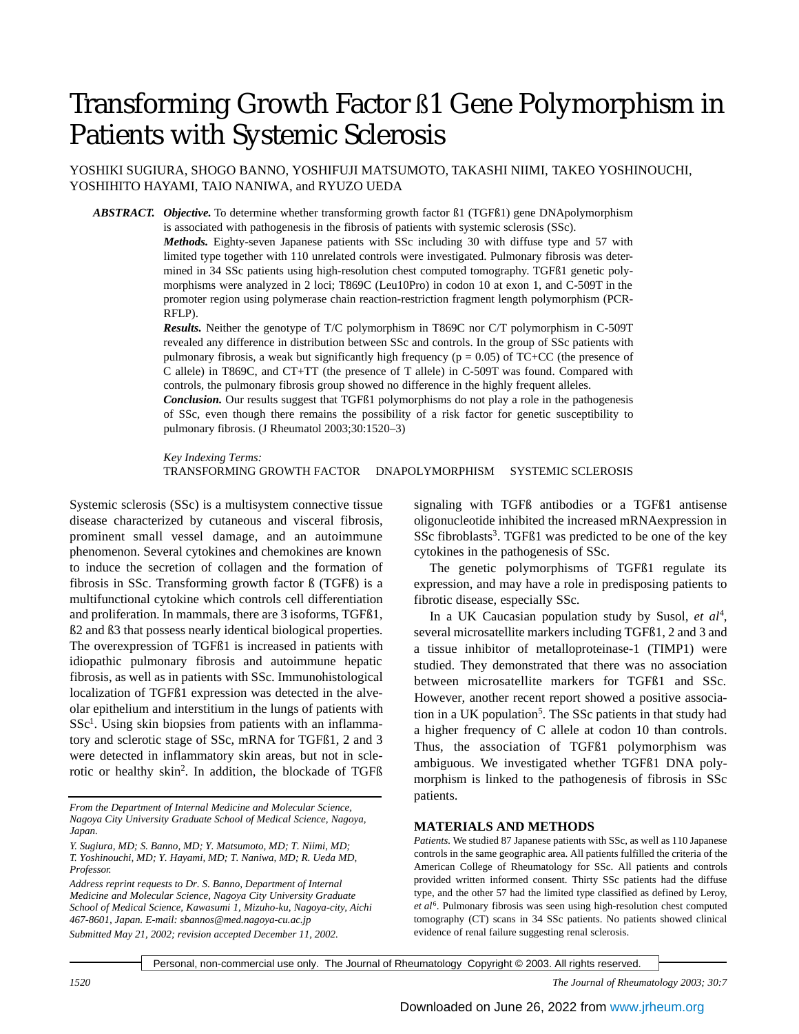# Transforming Growth Factor ß1 Gene Polymorphism in Patients with Systemic Sclerosis

YOSHIKI SUGIURA, SHOGO BANNO, YOSHIFUJI MATSUMOTO, TAKASHI NIIMI, TAKEO YOSHINOUCHI, YOSHIHITO HAYAMI, TAIO NANIWA, and RYUZO UEDA

***ABSTRACT.*** ***Objective.*** To determine whether transforming growth factor ß1 (TGFß1) gene DNApolymorphism is associated with pathogenesis in the fibrosis of patients with systemic sclerosis (SSc).

***Methods.*** Eighty-seven Japanese patients with SSc including 30 with diffuse type and 57 with limited type together with 110 unrelated controls were investigated. Pulmonary fibrosis was determined in 34 SSc patients using high-resolution chest computed tomography. TGFß1 genetic polymorphisms were analyzed in 2 loci; T869C (Leu10Pro) in codon 10 at exon 1, and C-509T in the promoter region using polymerase chain reaction-restriction fragment length polymorphism (PCR-RFLP).

***Results.*** Neither the genotype of T/C polymorphism in T869C nor C/T polymorphism in C-509T revealed any difference in distribution between SSc and controls. In the group of SSc patients with pulmonary fibrosis, a weak but significantly high frequency ($p = 0.05$) of TC+CC (the presence of C allele) in T869C, and CT+TT (the presence of T allele) in C-509T was found. Compared with controls, the pulmonary fibrosis group showed no difference in the highly frequent alleles.

***Conclusion.*** Our results suggest that TGFß1 polymorphisms do not play a role in the pathogenesis of SSc, even though there remains the possibility of a risk factor for genetic susceptibility to pulmonary fibrosis. (J Rheumatol 2003;30:1520–3)

*Key Indexing Terms:*
TRANSFORMING GROWTH FACTOR DNAPOLYMORPHISM SYSTEMIC SCLEROSIS

Systemic sclerosis (SSc) is a multisystem connective tissue disease characterized by cutaneous and visceral fibrosis, prominent small vessel damage, and an autoimmune phenomenon. Several cytokines and chemokines are known to induce the secretion of collagen and the formation of fibrosis in SSc. Transforming growth factor ß (TGFß) is a multifunctional cytokine which controls cell differentiation and proliferation. In mammals, there are 3 isoforms, TGFß1, ß2 and ß3 that possess nearly identical biological properties. The overexpression of TGFß1 is increased in patients with idiopathic pulmonary fibrosis and autoimmune hepatic fibrosis, as well as in patients with SSc. Immunohistological localization of TGFß1 expression was detected in the alveolar epithelium and interstitium in the lungs of patients with SSc[1]. Using skin biopsies from patients with an inflammatory and sclerotic stage of SSc, mRNA for TGFß1, 2 and 3 were detected in inflammatory skin areas, but not in sclerotic or healthy skin[2]. In addition, the blockade of TGFß signaling with TGFß antibodies or a TGFß1 antisense oligonucleotide inhibited the increased mRNAexpression in SSc fibroblasts[3]. TGFß1 was predicted to be one of the key cytokines in the pathogenesis of SSc.

The genetic polymorphisms of TGFß1 regulate its expression, and may have a role in predisposing patients to fibrotic disease, especially SSc.

In a UK Caucasian population study by Susol, *et al*[4], several microsatellite markers including TGFß1, 2 and 3 and a tissue inhibitor of metalloproteinase-1 (TIMP1) were studied. They demonstrated that there was no association between microsatellite markers for TGFß1 and SSc. However, another recent report showed a positive association in a UK population[5]. The SSc patients in that study had a higher frequency of C allele at codon 10 than controls. Thus, the association of TGFß1 polymorphism was ambiguous. We investigated whether TGFß1 DNA polymorphism is linked to the pathogenesis of fibrosis in SSc patients.

*From the Department of Internal Medicine and Molecular Science, Nagoya City University Graduate School of Medical Science, Nagoya, Japan.*

*Y. Sugiura, MD; S. Banno, MD; Y. Matsumoto, MD; T. Niimi, MD; T. Yoshinouchi, MD; Y. Hayami, MD; T. Naniwa, MD; R. Ueda MD, Professor.*

*Address reprint requests to Dr. S. Banno, Department of Internal Medicine and Molecular Science, Nagoya City University Graduate School of Medical Science, Kawasumi 1, Mizuho-ku, Nagoya-city, Aichi 467-8601, Japan. E-mail: sbannos@med.nagoya-cu.ac.jp*

*Submitted May 21, 2002; revision accepted December 11, 2002.*

## MATERIALS AND METHODS

*Patients.* We studied 87 Japanese patients with SSc, as well as 110 Japanese controls in the same geographic area. All patients fulfilled the criteria of the American College of Rheumatology for SSc. All patients and controls provided written informed consent. Thirty SSc patients had the diffuse type, and the other 57 had the limited type classified as defined by Leroy, *et al*[6]. Pulmonary fibrosis was seen using high-resolution chest computed tomography (CT) scans in 34 SSc patients. No patients showed clinical evidence of renal failure suggesting renal sclerosis.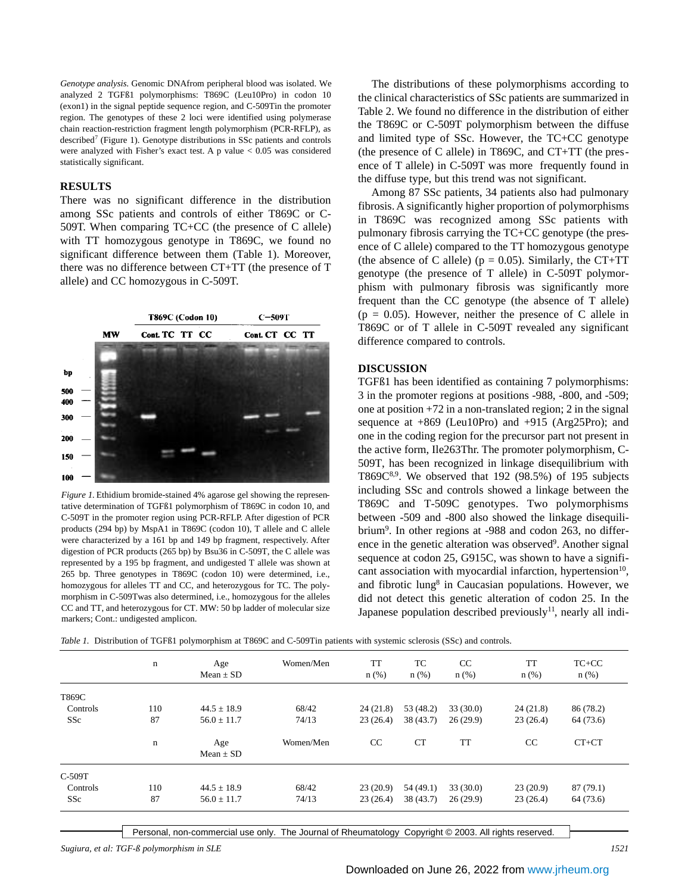*Genotype analysis.* Genomic DNAfrom peripheral blood was isolated. We analyzed 2 TGFß1 polymorphisms: T869C (Leu10Pro) in codon 10 (exon1) in the signal peptide sequence region, and C-509Tin the promoter region. The genotypes of these 2 loci were identified using polymerase chain reaction-restriction fragment length polymorphism (PCR-RFLP), as described[7] (Figure 1). Genotype distributions in SSc patients and controls were analyzed with Fisher's exact test. A p value < 0.05 was considered statistically significant.

## RESULTS

There was no significant difference in the distribution among SSc patients and controls of either T869C or C-509T. When comparing TC+CC (the presence of C allele) with TT homozygous genotype in T869C, we found no significant difference between them (Table 1). Moreover, there was no difference between CT+TT (the presence of T allele) and CC homozygous in C-509T.

*Figure 1.* Ethidium bromide-stained 4% agarose gel showing the representative determination of TGFß1 polymorphism of T869C in codon 10, and C-509T in the promoter region using PCR-RFLP. After digestion of PCR products (294 bp) by MspA1 in T869C (codon 10), T allele and C allele were characterized by a 161 bp and 149 bp fragment, respectively. After digestion of PCR products (265 bp) by Bsu36 in C-509T, the C allele was represented by a 195 bp fragment, and undigested T allele was shown at 265 bp. Three genotypes in T869C (codon 10) were determined, i.e., homozygous for alleles TT and CC, and heterozygous for TC. The polymorphism in C-509Twas also determined, i.e., homozygous for the alleles CC and TT, and heterozygous for CT. MW: 50 bp ladder of molecular size markers; Cont.: undigested amplicon.

The distributions of these polymorphisms according to the clinical characteristics of SSc patients are summarized in Table 2. We found no difference in the distribution of either the T869C or C-509T polymorphism between the diffuse and limited type of SSc. However, the TC+CC genotype (the presence of C allele) in T869C, and CT+TT (the presence of T allele) in C-509T was more frequently found in the diffuse type, but this trend was not significant.

Among 87 SSc patients, 34 patients also had pulmonary fibrosis. A significantly higher proportion of polymorphisms in T869C was recognized among SSc patients with pulmonary fibrosis carrying the TC+CC genotype (the presence of C allele) compared to the TT homozygous genotype (the absence of C allele) (p = 0.05). Similarly, the CT+TT genotype (the presence of T allele) in C-509T polymorphism with pulmonary fibrosis was significantly more frequent than the CC genotype (the absence of T allele) (p = 0.05). However, neither the presence of C allele in T869C or of T allele in C-509T revealed any significant difference compared to controls.

## DISCUSSION

TGFß1 has been identified as containing 7 polymorphisms: 3 in the promoter regions at positions -988, -800, and -509; one at position +72 in a non-translated region; 2 in the signal sequence at +869 (Leu10Pro) and +915 (Arg25Pro); and one in the coding region for the precursor part not present in the active form, Ile263Thr. The promoter polymorphism, C-509T, has been recognized in linkage disequilibrium with T869C[8,9]. We observed that 192 (98.5%) of 195 subjects including SSc and controls showed a linkage between the T869C and T-509C genotypes. Two polymorphisms between -509 and -800 also showed the linkage disequilibrium[9]. In other regions at -988 and codon 263, no difference in the genetic alteration was observed[9]. Another signal sequence at codon 25, G915C, was shown to have a significant association with myocardial infarction, hypertension[10], and fibrotic lung[8] in Caucasian populations. However, we did not detect this genetic alteration of codon 25. In the Japanese population described previously[11], nearly all indi-

*Table 1.* Distribution of TGFß1 polymorphism at T869C and C-509Tin patients with systemic sclerosis (SSc) and controls.

| | n | Age Mean ± SD | Women/Men | TT n (%) | TC n (%) | CC n (%) | TT n (%) | TC+CC n (%) |
|---|---|---|---|---|---|---|---|---|
| T869C | | | | | | | | |
| Controls | 110 | 44.5 ± 18.9 | 68/42 | 24 (21.8) | 53 (48.2) | 33 (30.0) | 24 (21.8) | 86 (78.2) |
| SSc | 87 | 56.0 ± 11.7 | 74/13 | 23 (26.4) | 38 (43.7) | 26 (29.9) | 23 (26.4) | 64 (73.6) |
| | n | Age Mean ± SD | Women/Men | CC | CT | TT | CC | CT+CT |
| C-509T | | | | | | | | |
| Controls | 110 | 44.5 ± 18.9 | 68/42 | 23 (20.9) | 54 (49.1) | 33 (30.0) | 23 (20.9) | 87 (79.1) |
| SSc | 87 | 56.0 ± 11.7 | 74/13 | 23 (26.4) | 38 (43.7) | 26 (29.9) | 23 (26.4) | 64 (73.6) |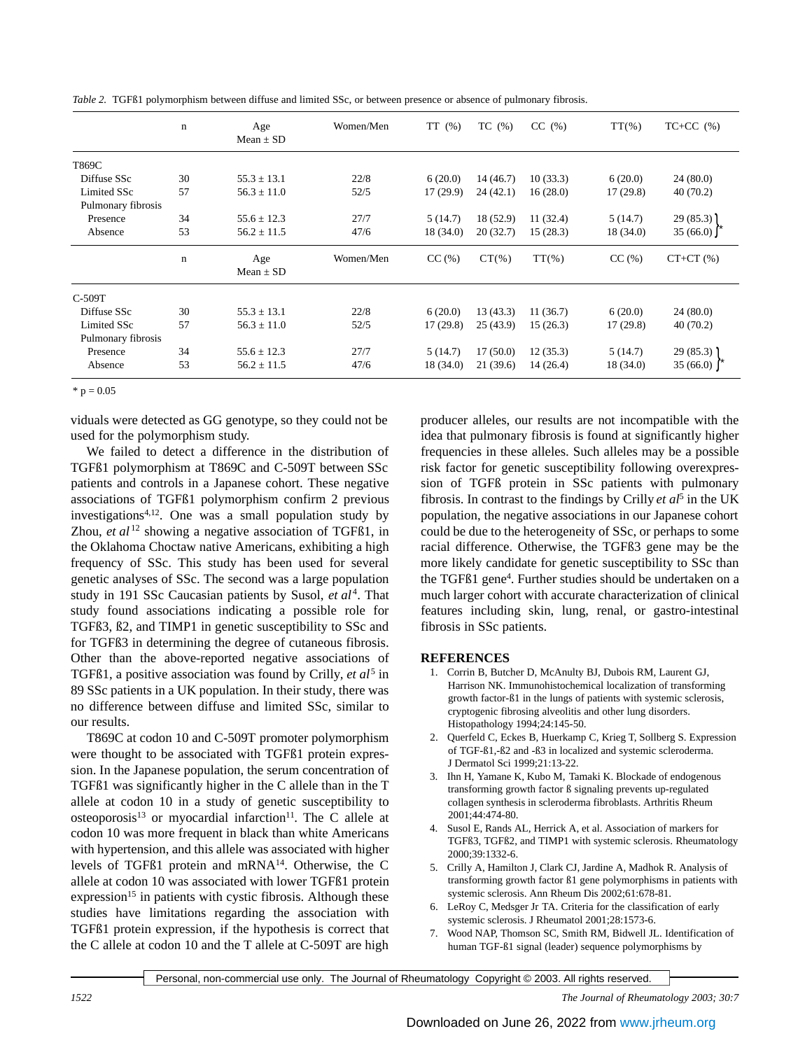*Table 2.* TGFß1 polymorphism between diffuse and limited SSc, or between presence or absence of pulmonary fibrosis.

| | n | Age Mean ± SD | Women/Men | TT (%) | TC (%) | CC (%) | TT(%) | TC+CC (%) |
|---|---|---|---|---|---|---|---|---|
| T869C | | | | | | | | |
| Diffuse SSc | 30 | 55.3 ± 13.1 | 22/8 | 6 (20.0) | 14 (46.7) | 10 (33.3) | 6 (20.0) | 24 (80.0) |
| Limited SSc | 57 | 56.3 ± 11.0 | 52/5 | 17 (29.9) | 24 (42.1) | 16 (28.0) | 17 (29.8) | 40 (70.2) |
| Pulmonary fibrosis | | | | | | | | |
| Presence | 34 | 55.6 ± 12.3 | 27/7 | 5 (14.7) | 18 (52.9) | 11 (32.4) | 5 (14.7) | 29 (85.3) * |
| Absence | 53 | 56.2 ± 11.5 | 47/6 | 18 (34.0) | 20 (32.7) | 15 (28.3) | 18 (34.0) | 35 (66.0) * |
| | **n** | **Age Mean ± SD** | **Women/Men** | **CC (%)** | **CT(%)** | **TT(%)** | **CC (%)** | **CT+CT (%)** |
| C-509T | | | | | | | | |
| Diffuse SSc | 30 | 55.3 ± 13.1 | 22/8 | 6 (20.0) | 13 (43.3) | 11 (36.7) | 6 (20.0) | 24 (80.0) |
| Limited SSc | 57 | 56.3 ± 11.0 | 52/5 | 17 (29.8) | 25 (43.9) | 15 (26.3) | 17 (29.8) | 40 (70.2) |
| Pulmonary fibrosis | | | | | | | | |
| Presence | 34 | 55.6 ± 12.3 | 27/7 | 5 (14.7) | 17 (50.0) | 12 (35.3) | 5 (14.7) | 29 (85.3) * |
| Absence | 53 | 56.2 ± 11.5 | 47/6 | 18 (34.0) | 21 (39.6) | 14 (26.4) | 18 (34.0) | 35 (66.0) * |

\* p = 0.05

viduals were detected as GG genotype, so they could not be used for the polymorphism study.

We failed to detect a difference in the distribution of TGFß1 polymorphism at T869C and C-509T between SSc patients and controls in a Japanese cohort. These negative associations of TGFß1 polymorphism confirm 2 previous investigations[4,12]. One was a small population study by Zhou, *et al*[12] showing a negative association of TGFß1, in the Oklahoma Choctaw native Americans, exhibiting a high frequency of SSc. This study has been used for several genetic analyses of SSc. The second was a large population study in 191 SSc Caucasian patients by Susol, *et al*[4]. That study found associations indicating a possible role for TGFß3, ß2, and TIMP1 in genetic susceptibility to SSc and for TGFß3 in determining the degree of cutaneous fibrosis. Other than the above-reported negative associations of TGFß1, a positive association was found by Crilly, *et al*[5] in 89 SSc patients in a UK population. In their study, there was no difference between diffuse and limited SSc, similar to our results.

T869C at codon 10 and C-509T promoter polymorphism were thought to be associated with TGFß1 protein expression. In the Japanese population, the serum concentration of TGFß1 was significantly higher in the C allele than in the T allele at codon 10 in a study of genetic susceptibility to osteoporosis[13] or myocardial infarction[11]. The C allele at codon 10 was more frequent in black than white Americans with hypertension, and this allele was associated with higher levels of TGFß1 protein and mRNA[14]. Otherwise, the C allele at codon 10 was associated with lower TGFß1 protein expression[15] in patients with cystic fibrosis. Although these studies have limitations regarding the association with TGFß1 protein expression, if the hypothesis is correct that the C allele at codon 10 and the T allele at C-509T are high producer alleles, our results are not incompatible with the idea that pulmonary fibrosis is found at significantly higher frequencies in these alleles. Such alleles may be a possible risk factor for genetic susceptibility following overexpression of TGFß protein in SSc patients with pulmonary fibrosis. In contrast to the findings by Crilly *et al*[5] in the UK population, the negative associations in our Japanese cohort could be due to the heterogeneity of SSc, or perhaps to some racial difference. Otherwise, the TGFß3 gene may be the more likely candidate for genetic susceptibility to SSc than the TGFß1 gene[4]. Further studies should be undertaken on a much larger cohort with accurate characterization of clinical features including skin, lung, renal, or gastro-intestinal fibrosis in SSc patients.

## REFERENCES

1. Corrin B, Butcher D, McAnulty BJ, Dubois RM, Laurent GJ, Harrison NK. Immunohistochemical localization of transforming growth factor-ß1 in the lungs of patients with systemic sclerosis, cryptogenic fibrosing alveolitis and other lung disorders. Histopathology 1994;24:145-50.
2. Querfeld C, Eckes B, Huerkamp C, Krieg T, Sollberg S. Expression of TGF-ß1,-ß2 and -ß3 in localized and systemic scleroderma. J Dermatol Sci 1999;21:13-22.
3. Ihn H, Yamane K, Kubo M, Tamaki K. Blockade of endogenous transforming growth factor ß signaling prevents up-regulated collagen synthesis in scleroderma fibroblasts. Arthritis Rheum 2001;44:474-80.
4. Susol E, Rands AL, Herrick A, et al. Association of markers for TGFß3, TGFß2, and TIMP1 with systemic sclerosis. Rheumatology 2000;39:1332-6.
5. Crilly A, Hamilton J, Clark CJ, Jardine A, Madhok R. Analysis of transforming growth factor ß1 gene polymorphisms in patients with systemic sclerosis. Ann Rheum Dis 2002;61:678-81.
6. LeRoy C, Medsger Jr TA. Criteria for the classification of early systemic sclerosis. J Rheumatol 2001;28:1573-6.
7. Wood NAP, Thomson SC, Smith RM, Bidwell JL. Identification of human TGF-ß1 signal (leader) sequence polymorphisms by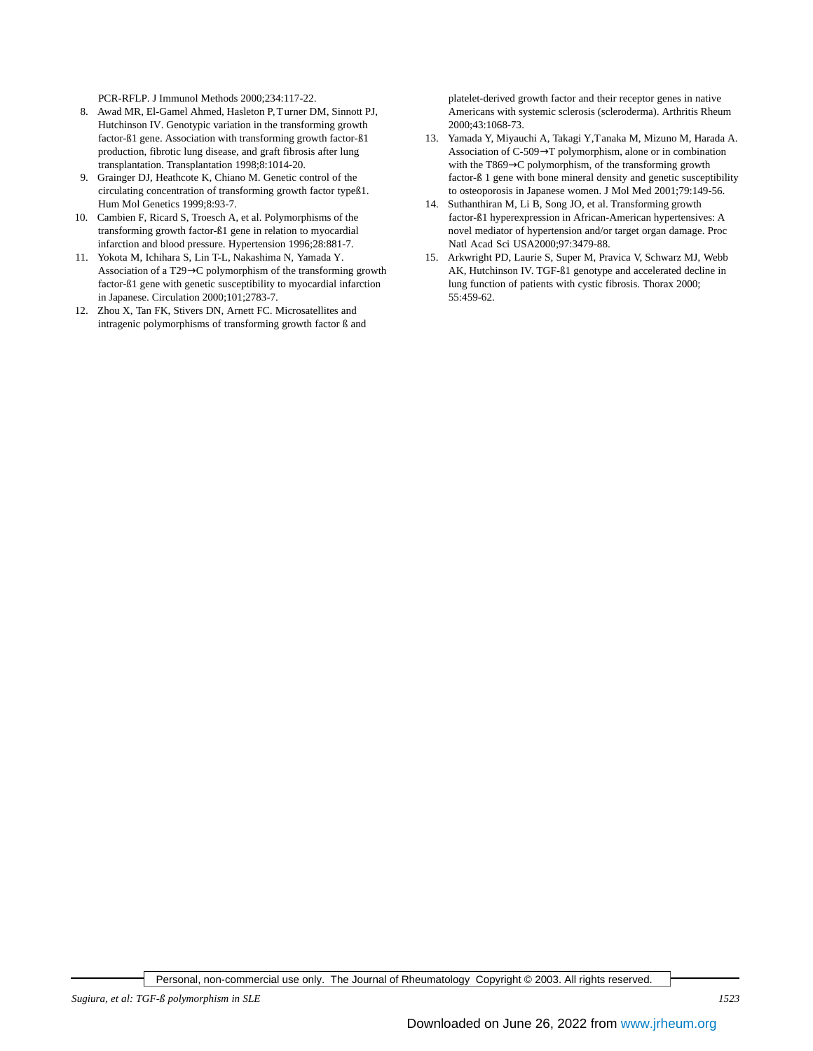PCR-RFLP. J Immunol Methods 2000;234:117-22.

8. Awad MR, El-Gamel Ahmed, Hasleton P, Turner DM, Sinnott PJ, Hutchinson IV. Genotypic variation in the transforming growth factor-ß1 gene. Association with transforming growth factor-ß1 production, fibrotic lung disease, and graft fibrosis after lung transplantation. Transplantation 1998;8:1014-20.
9. Grainger DJ, Heathcote K, Chiano M. Genetic control of the circulating concentration of transforming growth factor typeß1. Hum Mol Genetics 1999;8:93-7.
10. Cambien F, Ricard S, Troesch A, et al. Polymorphisms of the transforming growth factor-ß1 gene in relation to myocardial infarction and blood pressure. Hypertension 1996;28:881-7.
11. Yokota M, Ichihara S, Lin T-L, Nakashima N, Yamada Y. Association of a T29→C polymorphism of the transforming growth factor-ß1 gene with genetic susceptibility to myocardial infarction in Japanese. Circulation 2000;101;2783-7.
12. Zhou X, Tan FK, Stivers DN, Arnett FC. Microsatellites and intragenic polymorphisms of transforming growth factor ß and platelet-derived growth factor and their receptor genes in native Americans with systemic sclerosis (scleroderma). Arthritis Rheum 2000;43:1068-73.
13. Yamada Y, Miyauchi A, Takagi Y,Tanaka M, Mizuno M, Harada A. Association of C-509→T polymorphism, alone or in combination with the T869→C polymorphism, of the transforming growth factor-ß 1 gene with bone mineral density and genetic susceptibility to osteoporosis in Japanese women. J Mol Med 2001;79:149-56.
14. Suthanthiran M, Li B, Song JO, et al. Transforming growth factor-ß1 hyperexpression in African-American hypertensives: A novel mediator of hypertension and/or target organ damage. Proc Natl Acad Sci USA2000;97:3479-88.
15. Arkwright PD, Laurie S, Super M, Pravica V, Schwarz MJ, Webb AK, Hutchinson IV. TGF-ß1 genotype and accelerated decline in lung function of patients with cystic fibrosis. Thorax 2000; 55:459-62.